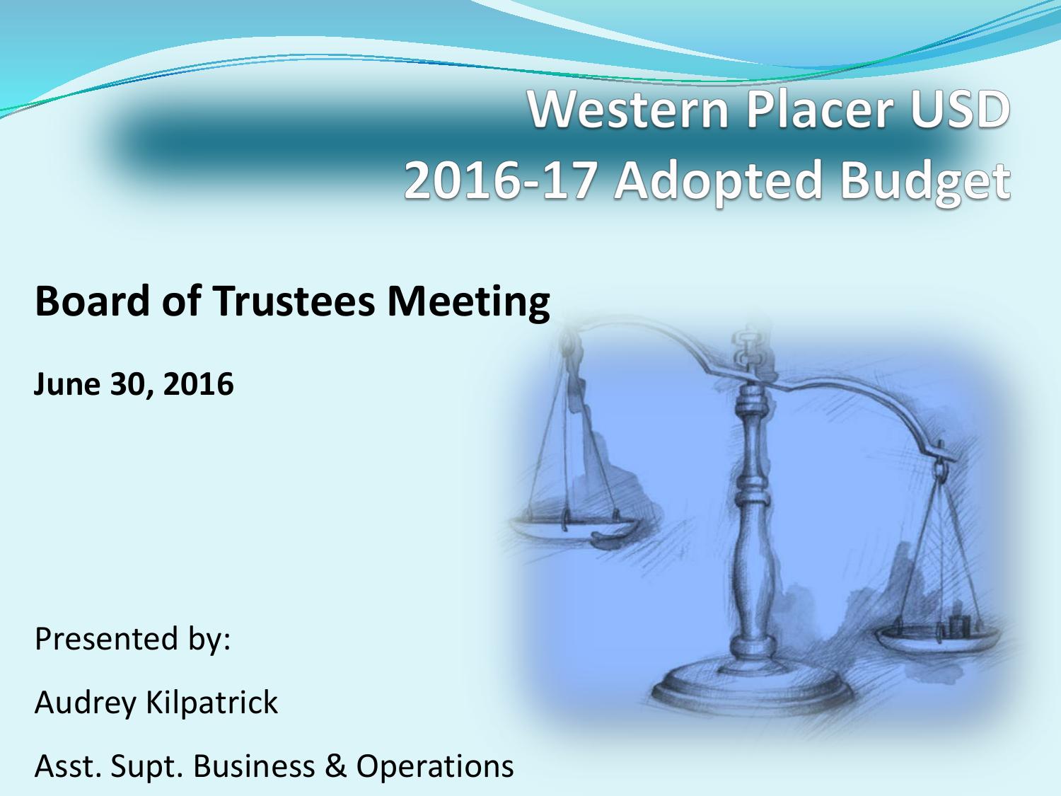# Western Placer USD
# 2016-17 Adopted Budget

## Board of Trustees Meeting

**June 30, 2016**

Presented by:

Audrey Kilpatrick

Asst. Supt. Business & Operations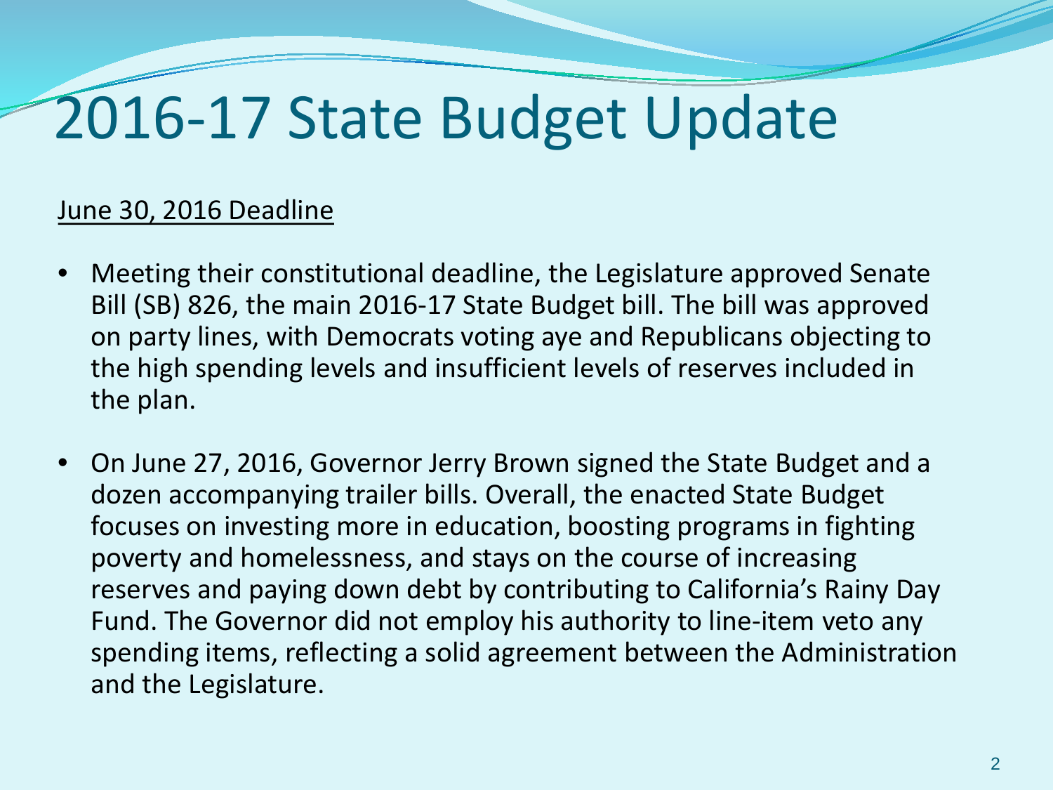# 2016-17 State Budget Update

<u>June 30, 2016 Deadline</u>

- Meeting their constitutional deadline, the Legislature approved Senate Bill (SB) 826, the main 2016-17 State Budget bill. The bill was approved on party lines, with Democrats voting aye and Republicans objecting to the high spending levels and insufficient levels of reserves included in the plan.

- On June 27, 2016, Governor Jerry Brown signed the State Budget and a dozen accompanying trailer bills. Overall, the enacted State Budget focuses on investing more in education, boosting programs in fighting poverty and homelessness, and stays on the course of increasing reserves and paying down debt by contributing to California's Rainy Day Fund. The Governor did not employ his authority to line-item veto any spending items, reflecting a solid agreement between the Administration and the Legislature.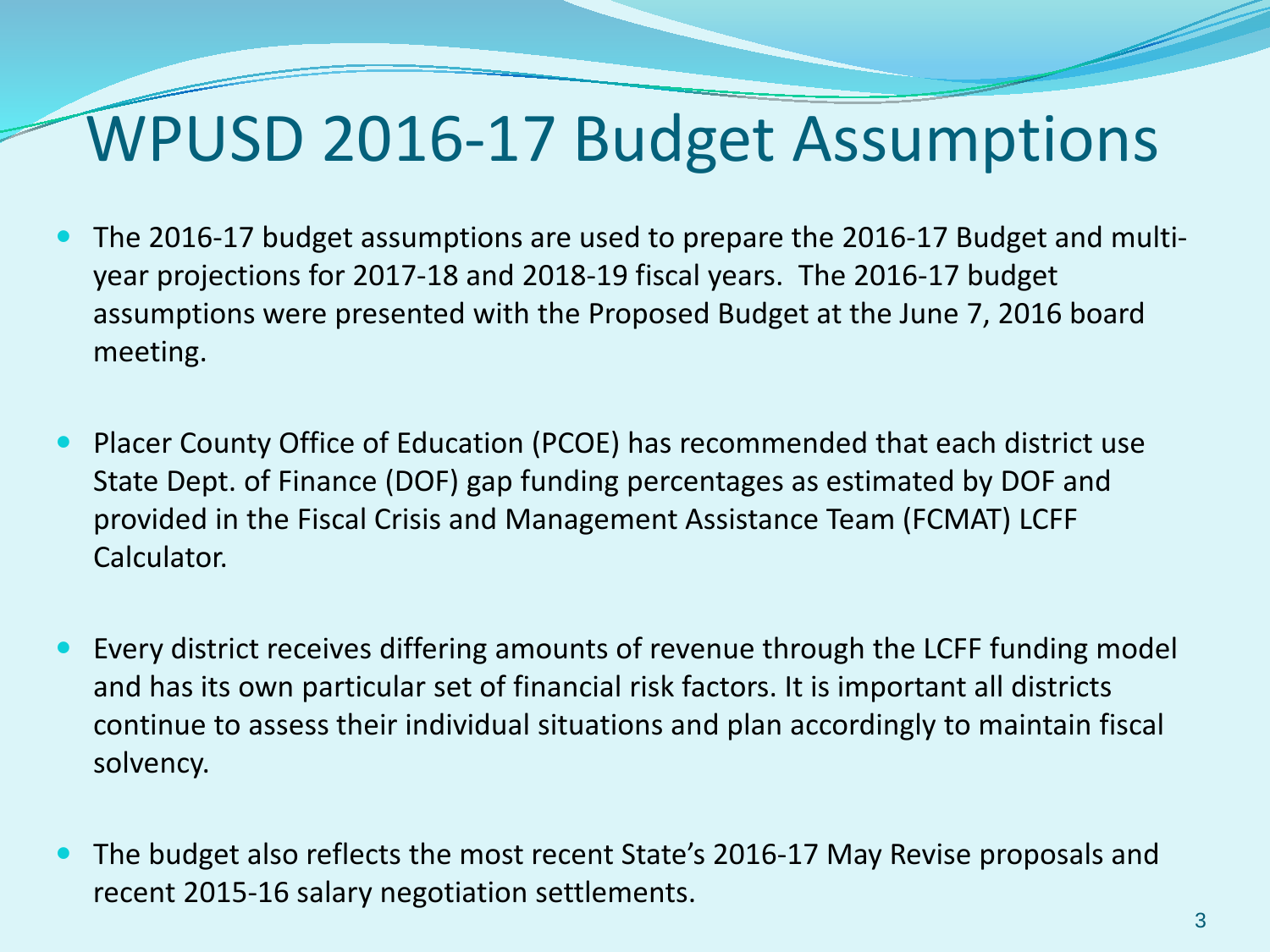# WPUSD 2016-17 Budget Assumptions

- The 2016-17 budget assumptions are used to prepare the 2016-17 Budget and multi-year projections for 2017-18 and 2018-19 fiscal years. The 2016-17 budget assumptions were presented with the Proposed Budget at the June 7, 2016 board meeting.

- Placer County Office of Education (PCOE) has recommended that each district use State Dept. of Finance (DOF) gap funding percentages as estimated by DOF and provided in the Fiscal Crisis and Management Assistance Team (FCMAT) LCFF Calculator.

- Every district receives differing amounts of revenue through the LCFF funding model and has its own particular set of financial risk factors. It is important all districts continue to assess their individual situations and plan accordingly to maintain fiscal solvency.

- The budget also reflects the most recent State's 2016-17 May Revise proposals and recent 2015-16 salary negotiation settlements.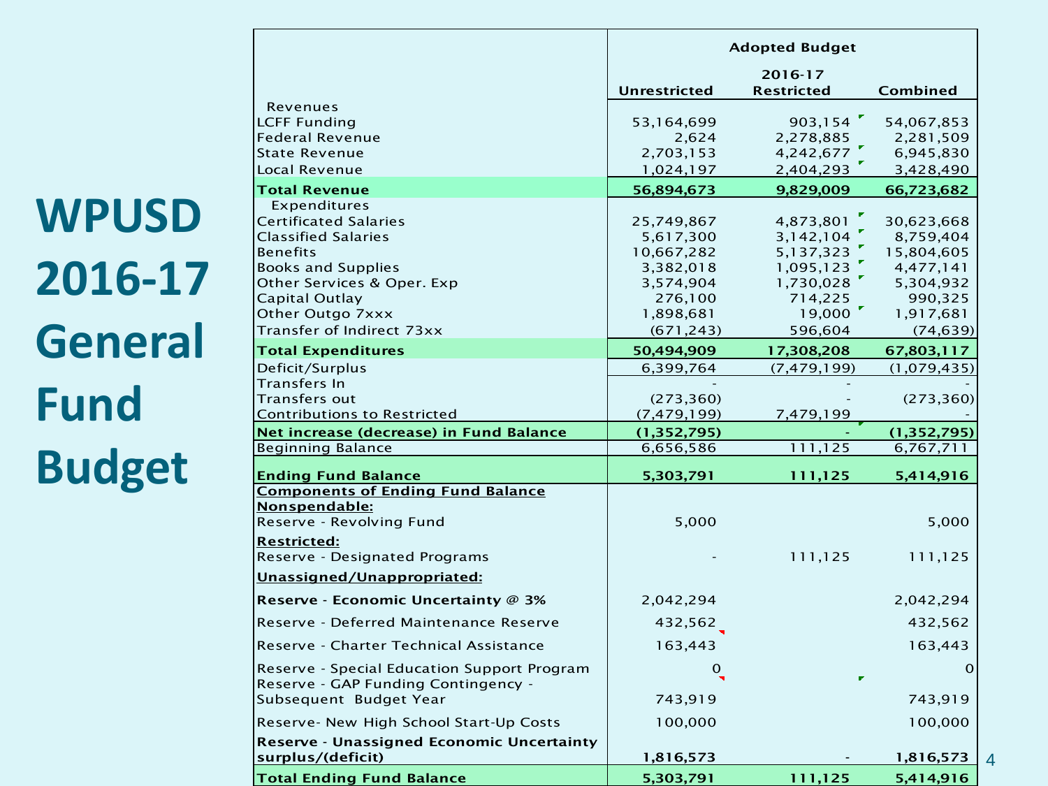# WPUSD 2016-17 General Fund Budget

| | Adopted Budget | | |
|---|---|---|---|
| | | 2016-17 | |
| | Unrestricted | Restricted | Combined |
| Revenues | | | |
| LCFF Funding | 53,164,699 | 903,154 | 54,067,853 |
| Federal Revenue | 2,624 | 2,278,885 | 2,281,509 |
| State Revenue | 2,703,153 | 4,242,677 | 6,945,830 |
| Local Revenue | 1,024,197 | 2,404,293 | 3,428,490 |
| **Total Revenue** | **56,894,673** | **9,829,009** | **66,723,682** |
| Expenditures | | | |
| Certificated Salaries | 25,749,867 | 4,873,801 | 30,623,668 |
| Classified Salaries | 5,617,300 | 3,142,104 | 8,759,404 |
| Benefits | 10,667,282 | 5,137,323 | 15,804,605 |
| Books and Supplies | 3,382,018 | 1,095,123 | 4,477,141 |
| Other Services & Oper. Exp | 3,574,904 | 1,730,028 | 5,304,932 |
| Capital Outlay | 276,100 | 714,225 | 990,325 |
| Other Outgo 7xxx | 1,898,681 | 19,000 | 1,917,681 |
| Transfer of Indirect 73xx | (671,243) | 596,604 | (74,639) |
| **Total Expenditures** | **50,494,909** | **17,308,208** | **67,803,117** |
| Deficit/Surplus | 6,399,764 | (7,479,199) | (1,079,435) |
| Transfers In | - | - | - |
| Transfers out | (273,360) | - | (273,360) |
| Contributions to Restricted | (7,479,199) | 7,479,199 | - |
| **Net increase (decrease) in Fund Balance** | **(1,352,795)** | **-** | **(1,352,795)** |
| Beginning Balance | 6,656,586 | 111,125 | 6,767,711 |
| **Ending Fund Balance** | **5,303,791** | **111,125** | **5,414,916** |
| **Components of Ending Fund Balance** | | | |
| **Nonspendable:** | | | |
| Reserve - Revolving Fund | 5,000 | | 5,000 |
| **Restricted:** | | | |
| Reserve - Designated Programs | - | 111,125 | 111,125 |
| **Unassigned/Unappropriated:** | | | |
| **Reserve - Economic Uncertainty @ 3%** | 2,042,294 | | 2,042,294 |
| Reserve - Deferred Maintenance Reserve | 432,562 | | 432,562 |
| Reserve - Charter Technical Assistance | 163,443 | | 163,443 |
| Reserve - Special Education Support Program | 0 | | 0 |
| Reserve - GAP Funding Contingency - Subsequent Budget Year | 743,919 | | 743,919 |
| Reserve- New High School Start-Up Costs | 100,000 | | 100,000 |
| **Reserve - Unassigned Economic Uncertainty surplus/(deficit)** | **1,816,573** | - | **1,816,573** |
| **Total Ending Fund Balance** | **5,303,791** | **111,125** | **5,414,916** |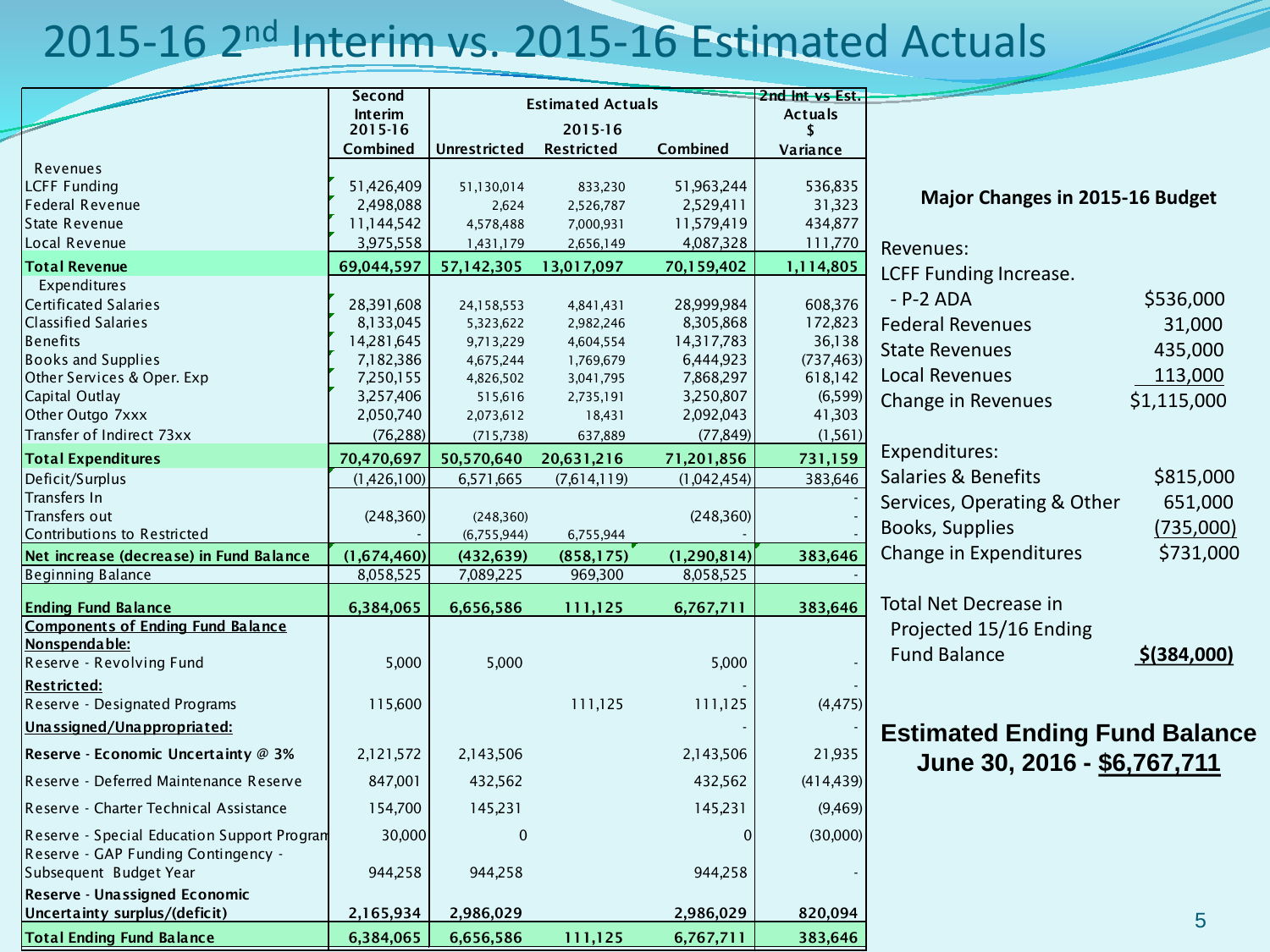# 2015-16 2nd Interim vs. 2015-16 Estimated Actuals

| | Second Interim 2015-16 Combined | Estimated Actuals 2015-16 Unrestricted | Restricted | Combined | 2nd Int vs Est. Actuals $ Variance |
|---|---|---|---|---|---|
| Revenues | | | | | |
| LCFF Funding | 51,426,409 | 51,130,014 | 833,230 | 51,963,244 | 536,835 |
| Federal Revenue | 2,498,088 | 2,624 | 2,526,787 | 2,529,411 | 31,323 |
| State Revenue | 11,144,542 | 4,578,488 | 7,000,931 | 11,579,419 | 434,877 |
| Local Revenue | 3,975,558 | 1,431,179 | 2,656,149 | 4,087,328 | 111,770 |
| **Total Revenue** | **69,044,597** | **57,142,305** | **13,017,097** | **70,159,402** | **1,114,805** |
| Expenditures | | | | | |
| Certificated Salaries | 28,391,608 | 24,158,553 | 4,841,431 | 28,999,984 | 608,376 |
| Classified Salaries | 8,133,045 | 5,323,622 | 2,982,246 | 8,305,868 | 172,823 |
| Benefits | 14,281,645 | 9,713,229 | 4,604,554 | 14,317,783 | 36,138 |
| Books and Supplies | 7,182,386 | 4,675,244 | 1,769,679 | 6,444,923 | (737,463) |
| Other Services & Oper. Exp | 7,250,155 | 4,826,502 | 3,041,795 | 7,868,297 | 618,142 |
| Capital Outlay | 3,257,406 | 515,616 | 2,735,191 | 3,250,807 | (6,599) |
| Other Outgo 7xxx | 2,050,740 | 2,073,612 | 18,431 | 2,092,043 | 41,303 |
| Transfer of Indirect 73xx | (76,288) | (715,738) | 637,889 | (77,849) | (1,561) |
| **Total Expenditures** | **70,470,697** | **50,570,640** | **20,631,216** | **71,201,856** | **731,159** |
| Deficit/Surplus | (1,426,100) | 6,571,665 | (7,614,119) | (1,042,454) | 383,646 |
| Transfers In | | | | | - |
| Transfers out | (248,360) | (248,360) | | (248,360) | - |
| Contributions to Restricted | - | (6,755,944) | 6,755,944 | - | - |
| **Net increase (decrease) in Fund Balance** | **(1,674,460)** | **(432,639)** | **(858,175)** | **(1,290,814)** | **383,646** |
| Beginning Balance | 8,058,525 | 7,089,225 | 969,300 | 8,058,525 | - |
| **Ending Fund Balance** | **6,384,065** | **6,656,586** | **111,125** | **6,767,711** | **383,646** |
| **Components of Ending Fund Balance** | | | | | |
| **Nonspendable:** | | | | | |
| Reserve - Revolving Fund | 5,000 | 5,000 | | 5,000 | - |
| **Restricted:** | | | | - | - |
| Reserve - Designated Programs | 115,600 | | 111,125 | 111,125 | (4,475) |
| **Unassigned/Unappropriated:** | | | | - | - |
| **Reserve - Economic Uncertainty @ 3%** | 2,121,572 | 2,143,506 | | 2,143,506 | 21,935 |
| Reserve - Deferred Maintenance Reserve | 847,001 | 432,562 | | 432,562 | (414,439) |
| Reserve - Charter Technical Assistance | 154,700 | 145,231 | | 145,231 | (9,469) |
| Reserve - Special Education Support Program | 30,000 | 0 | | 0 | (30,000) |
| Reserve - GAP Funding Contingency - Subsequent Budget Year | 944,258 | 944,258 | | 944,258 | - |
| **Reserve - Unassigned Economic Uncertainty surplus/(deficit)** | **2,165,934** | **2,986,029** | | **2,986,029** | **820,094** |
| **Total Ending Fund Balance** | **6,384,065** | **6,656,586** | **111,125** | **6,767,711** | **383,646** |

## Major Changes in 2015-16 Budget

| | |
|---|---|
| Revenues: | |
| LCFF Funding Increase. | |
| - P-2 ADA | $536,000 |
| Federal Revenues | 31,000 |
| State Revenues | 435,000 |
| Local Revenues | 113,000 |
| Change in Revenues | $1,115,000 |
| Expenditures: | |
| Salaries & Benefits | $815,000 |
| Services, Operating & Other | 651,000 |
| Books, Supplies | (735,000) |
| Change in Expenditures | $731,000 |
| Total Net Decrease in Projected 15/16 Ending Fund Balance | **$(384,000)** |

**Estimated Ending Fund Balance June 30, 2016 - $6,767,711**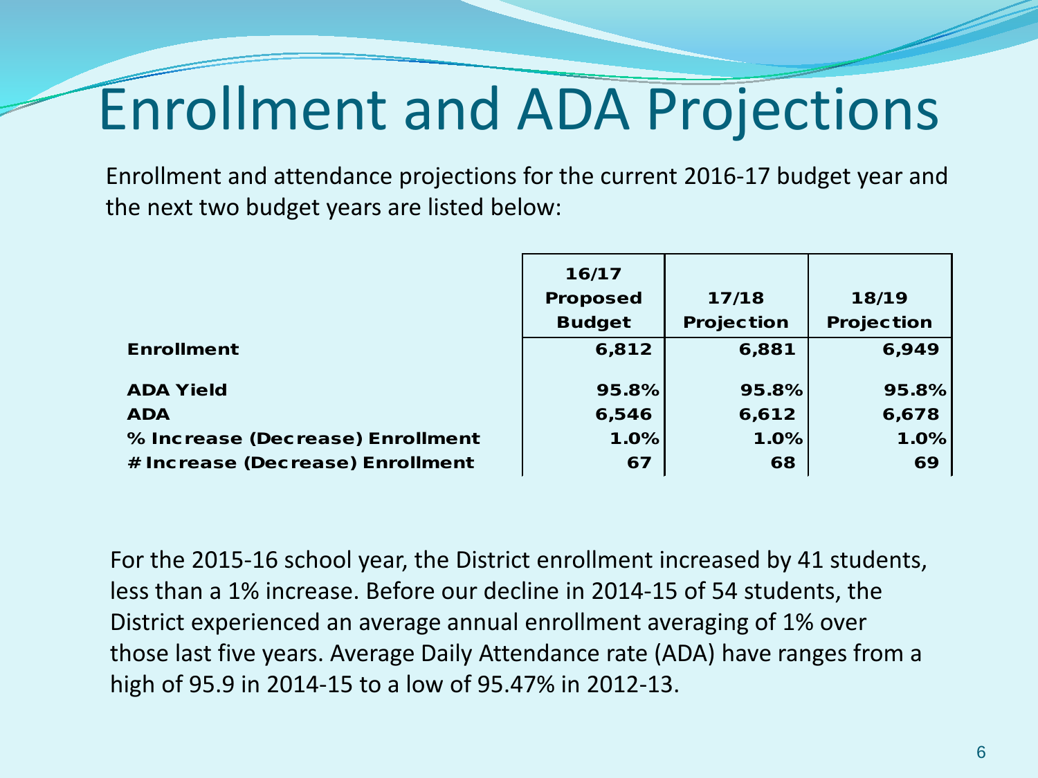# Enrollment and ADA Projections

Enrollment and attendance projections for the current 2016-17 budget year and the next two budget years are listed below:

| | 16/17 Proposed Budget | 17/18 Projection | 18/19 Projection |
|---|---|---|---|
| **Enrollment** | 6,812 | 6,881 | 6,949 |
| **ADA Yield** | 95.8% | 95.8% | 95.8% |
| **ADA** | 6,546 | 6,612 | 6,678 |
| **% Increase (Decrease) Enrollment** | 1.0% | 1.0% | 1.0% |
| **# Increase (Decrease) Enrollment** | 67 | 68 | 69 |

For the 2015-16 school year, the District enrollment increased by 41 students, less than a 1% increase. Before our decline in 2014-15 of 54 students, the District experienced an average annual enrollment averaging of 1% over those last five years. Average Daily Attendance rate (ADA) have ranges from a high of 95.9 in 2014-15 to a low of 95.47% in 2012-13.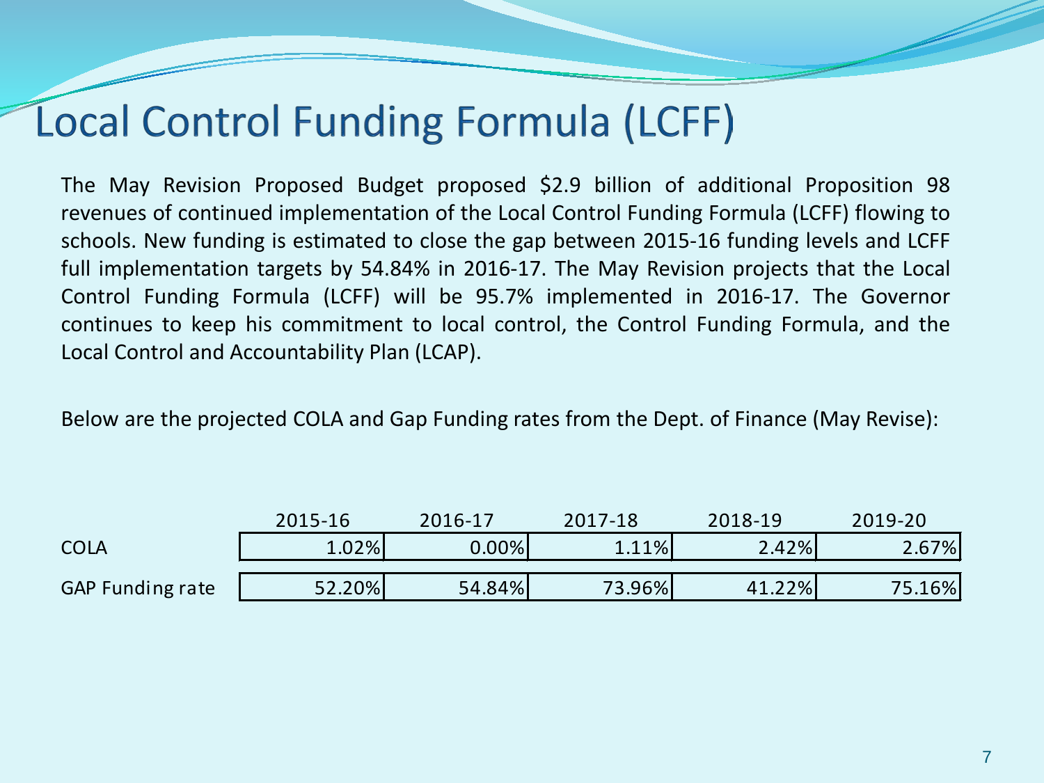# Local Control Funding Formula (LCFF)

The May Revision Proposed Budget proposed $2.9 billion of additional Proposition 98 revenues of continued implementation of the Local Control Funding Formula (LCFF) flowing to schools. New funding is estimated to close the gap between 2015-16 funding levels and LCFF full implementation targets by 54.84% in 2016-17. The May Revision projects that the Local Control Funding Formula (LCFF) will be 95.7% implemented in 2016-17. The Governor continues to keep his commitment to local control, the Control Funding Formula, and the Local Control and Accountability Plan (LCAP).

Below are the projected COLA and Gap Funding rates from the Dept. of Finance (May Revise):

| | 2015-16 | 2016-17 | 2017-18 | 2018-19 | 2019-20 |
|---|---|---|---|---|---|
| COLA | 1.02% | 0.00% | 1.11% | 2.42% | 2.67% |
| GAP Funding rate | 52.20% | 54.84% | 73.96% | 41.22% | 75.16% |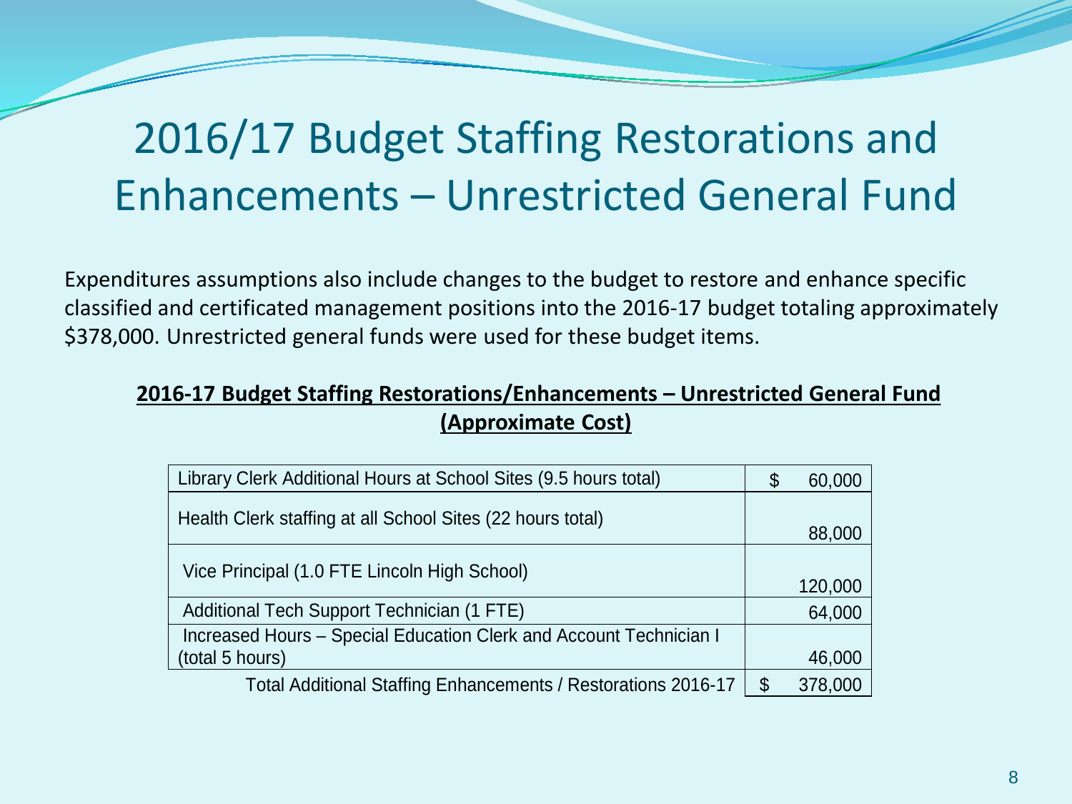# 2016/17 Budget Staffing Restorations and Enhancements – Unrestricted General Fund

Expenditures assumptions also include changes to the budget to restore and enhance specific classified and certificated management positions into the 2016-17 budget totaling approximately $378,000. Unrestricted general funds were used for these budget items.

**2016-17 Budget Staffing Restorations/Enhancements – Unrestricted General Fund (Approximate Cost)**

| Item | Cost |
| --- | --- |
| Library Clerk Additional Hours at School Sites (9.5 hours total) | $ 60,000 |
| Health Clerk staffing at all School Sites (22 hours total) | 88,000 |
| Vice Principal (1.0 FTE Lincoln High School) | 120,000 |
| Additional Tech Support Technician (1 FTE) | 64,000 |
| Increased Hours – Special Education Clerk and Account Technician I (total 5 hours) | 46,000 |
| Total Additional Staffing Enhancements / Restorations 2016-17 | $ 378,000 |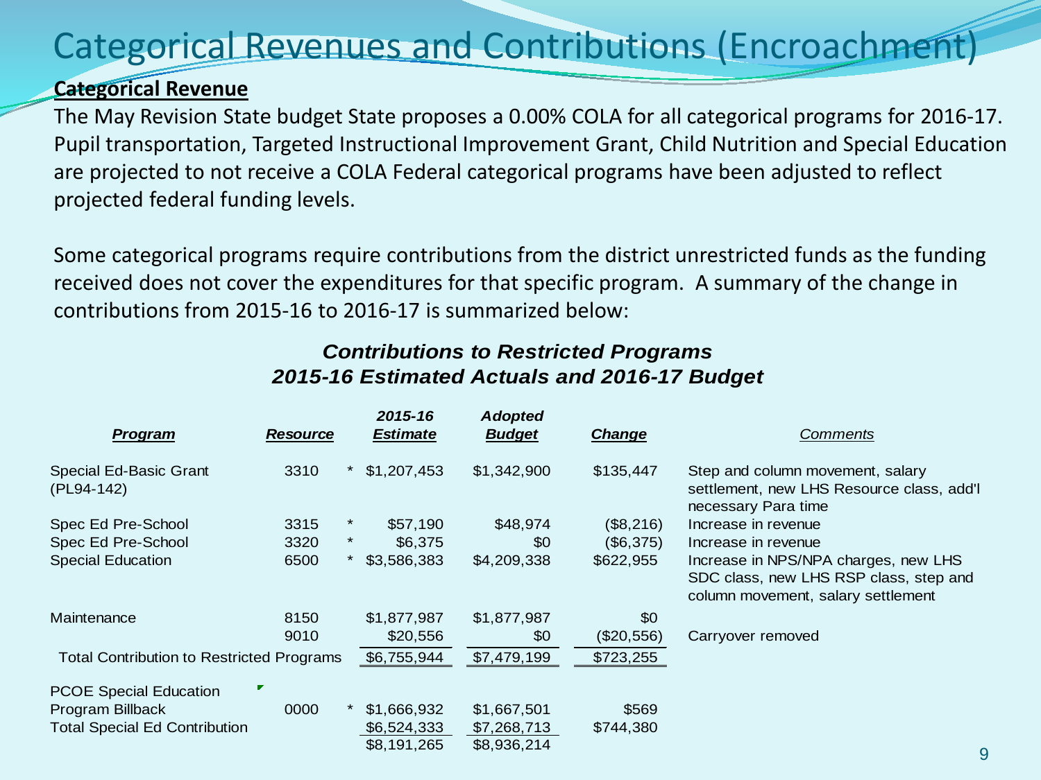# Categorical Revenues and Contributions (Encroachment)

**Categorical Revenue**

The May Revision State budget State proposes a 0.00% COLA for all categorical programs for 2016-17. Pupil transportation, Targeted Instructional Improvement Grant, Child Nutrition and Special Education are projected to not receive a COLA Federal categorical programs have been adjusted to reflect projected federal funding levels.

Some categorical programs require contributions from the district unrestricted funds as the funding received does not cover the expenditures for that specific program. A summary of the change in contributions from 2015-16 to 2016-17 is summarized below:

***Contributions to Restricted Programs***
***2015-16 Estimated Actuals and 2016-17 Budget***

| *Program* | *Resource* | | *2015-16 Estimate* | *Adopted Budget* | *Change* | *Comments* |
|---|---|---|---|---|---|---|
| Special Ed-Basic Grant (PL94-142) | 3310 | * | $1,207,453 | $1,342,900 | $135,447 | Step and column movement, salary settlement, new LHS Resource class, add'l necessary Para time |
| Spec Ed Pre-School | 3315 | * | $57,190 | $48,974 | ($8,216) | Increase in revenue |
| Spec Ed Pre-School | 3320 | * | $6,375 | $0 | ($6,375) | Increase in revenue |
| Special Education | 6500 | * | $3,586,383 | $4,209,338 | $622,955 | Increase in NPS/NPA charges, new LHS SDC class, new LHS RSP class, step and column movement, salary settlement |
| Maintenance | 8150 | | $1,877,987 | $1,877,987 | $0 | |
| | 9010 | | $20,556 | $0 | ($20,556) | Carryover removed |
| Total Contribution to Restricted Programs | | | $6,755,944 | $7,479,199 | $723,255 | |
| PCOE Special Education Program Billback | 0000 | * | $1,666,932 | $1,667,501 | $569 | |
| Total Special Ed Contribution | | | $6,524,333 | $7,268,713 | $744,380 | |
| | | | $8,191,265 | $8,936,214 | | |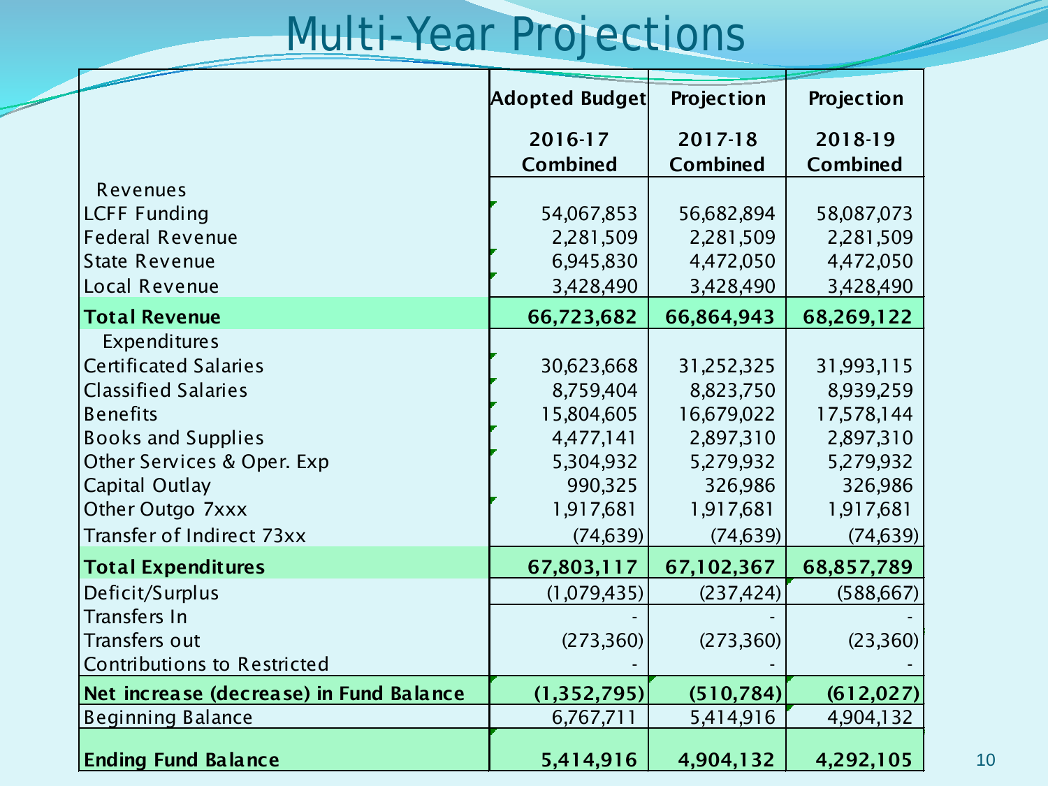# Multi-Year Projections

| | Adopted Budget 2016-17 Combined | Projection 2017-18 Combined | Projection 2018-19 Combined |
|---|---|---|---|
| Revenues | | | |
| LCFF Funding | 54,067,853 | 56,682,894 | 58,087,073 |
| Federal Revenue | 2,281,509 | 2,281,509 | 2,281,509 |
| State Revenue | 6,945,830 | 4,472,050 | 4,472,050 |
| Local Revenue | 3,428,490 | 3,428,490 | 3,428,490 |
| **Total Revenue** | **66,723,682** | **66,864,943** | **68,269,122** |
| Expenditures | | | |
| Certificated Salaries | 30,623,668 | 31,252,325 | 31,993,115 |
| Classified Salaries | 8,759,404 | 8,823,750 | 8,939,259 |
| Benefits | 15,804,605 | 16,679,022 | 17,578,144 |
| Books and Supplies | 4,477,141 | 2,897,310 | 2,897,310 |
| Other Services & Oper. Exp | 5,304,932 | 5,279,932 | 5,279,932 |
| Capital Outlay | 990,325 | 326,986 | 326,986 |
| Other Outgo 7xxx | 1,917,681 | 1,917,681 | 1,917,681 |
| Transfer of Indirect 73xx | (74,639) | (74,639) | (74,639) |
| **Total Expenditures** | **67,803,117** | **67,102,367** | **68,857,789** |
| Deficit/Surplus | (1,079,435) | (237,424) | (588,667) |
| Transfers In | - | - | - |
| Transfers out | (273,360) | (273,360) | (23,360) |
| Contributions to Restricted | - | - | - |
| **Net increase (decrease) in Fund Balance** | **(1,352,795)** | **(510,784)** | **(612,027)** |
| Beginning Balance | 6,767,711 | 5,414,916 | 4,904,132 |
| **Ending Fund Balance** | **5,414,916** | **4,904,132** | **4,292,105** |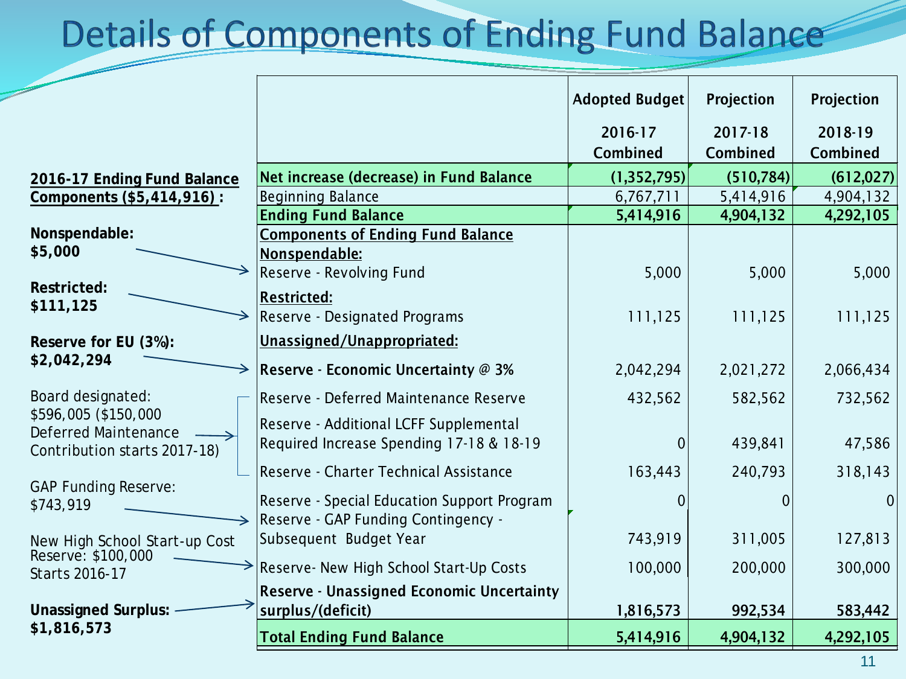# Details of Components of Ending Fund Balance

**2016-17 Ending Fund Balance Components ($5,414,916) :**

**Nonspendable: $5,000**

**Restricted: $111,125**

**Reserve for EU (3%): $2,042,294**

Board designated: $596,005 ($150,000 Deferred Maintenance Contribution starts 2017-18)

GAP Funding Reserve: $743,919

New High School Start-up Cost Reserve: $100,000 Starts 2016-17

**Unassigned Surplus: $1,816,573**

| | Adopted Budget 2016-17 Combined | Projection 2017-18 Combined | Projection 2018-19 Combined |
|---|---|---|---|
| **Net increase (decrease) in Fund Balance** | **(1,352,795)** | **(510,784)** | **(612,027)** |
| Beginning Balance | 6,767,711 | 5,414,916 | 4,904,132 |
| **Ending Fund Balance** | **5,414,916** | **4,904,132** | **4,292,105** |
| **Components of Ending Fund Balance** | | | |
| **Nonspendable:** | | | |
| Reserve - Revolving Fund | 5,000 | 5,000 | 5,000 |
| **Restricted:** | | | |
| Reserve - Designated Programs | 111,125 | 111,125 | 111,125 |
| **Unassigned/Unappropriated:** | | | |
| **Reserve - Economic Uncertainty @ 3%** | 2,042,294 | 2,021,272 | 2,066,434 |
| Reserve - Deferred Maintenance Reserve | 432,562 | 582,562 | 732,562 |
| Reserve - Additional LCFF Supplemental Required Increase Spending 17-18 & 18-19 | 0 | 439,841 | 47,586 |
| Reserve - Charter Technical Assistance | 163,443 | 240,793 | 318,143 |
| Reserve - Special Education Support Program | 0 | 0 | 0 |
| Reserve - GAP Funding Contingency - Subsequent Budget Year | 743,919 | 311,005 | 127,813 |
| Reserve- New High School Start-Up Costs | 100,000 | 200,000 | 300,000 |
| **Reserve - Unassigned Economic Uncertainty surplus/(deficit)** | **1,816,573** | **992,534** | **583,442** |
| **Total Ending Fund Balance** | **5,414,916** | **4,904,132** | **4,292,105** |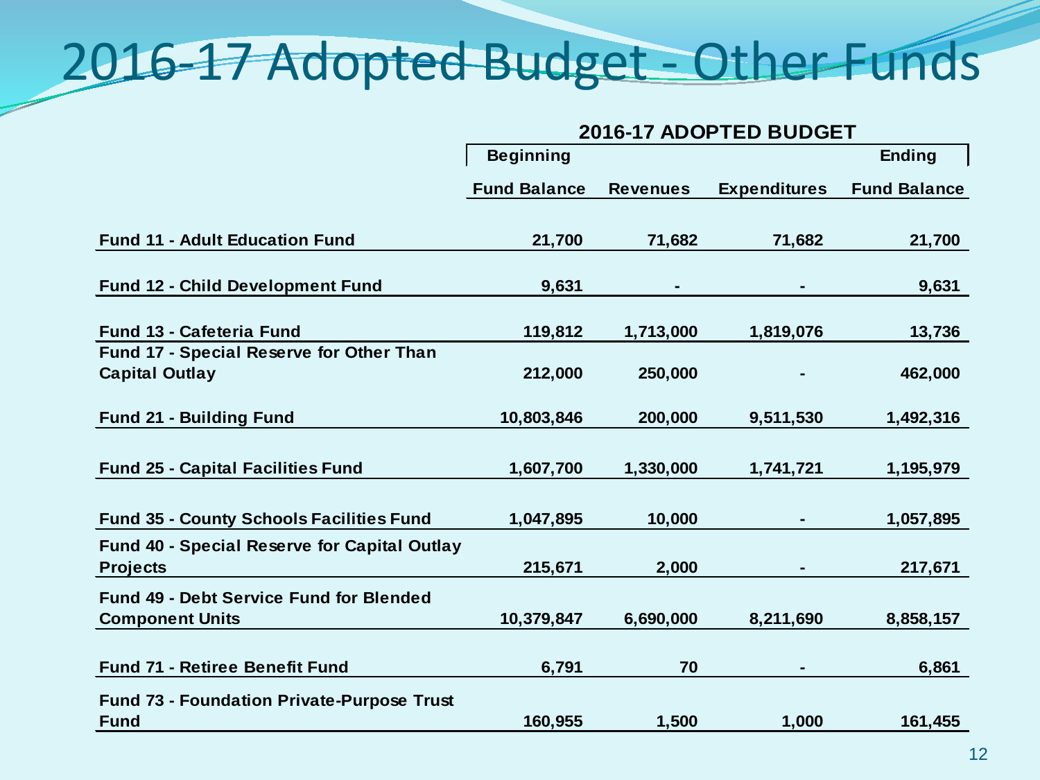# 2016-17 Adopted Budget - Other Funds

| | 2016-17 ADOPTED BUDGET | | | |
|---|---|---|---|---|
| | Beginning Fund Balance | Revenues | Expenditures | Ending Fund Balance |
| **Fund 11 - Adult Education Fund** | 21,700 | 71,682 | 71,682 | 21,700 |
| **Fund 12 - Child Development Fund** | 9,631 | - | - | 9,631 |
| **Fund 13 - Cafeteria Fund** | 119,812 | 1,713,000 | 1,819,076 | 13,736 |
| **Fund 17 - Special Reserve for Other Than Capital Outlay** | 212,000 | 250,000 | - | 462,000 |
| **Fund 21 - Building Fund** | 10,803,846 | 200,000 | 9,511,530 | 1,492,316 |
| **Fund 25 - Capital Facilities Fund** | 1,607,700 | 1,330,000 | 1,741,721 | 1,195,979 |
| **Fund 35 - County Schools Facilities Fund** | 1,047,895 | 10,000 | - | 1,057,895 |
| **Fund 40 - Special Reserve for Capital Outlay Projects** | 215,671 | 2,000 | - | 217,671 |
| **Fund 49 - Debt Service Fund for Blended Component Units** | 10,379,847 | 6,690,000 | 8,211,690 | 8,858,157 |
| **Fund 71 - Retiree Benefit Fund** | 6,791 | 70 | - | 6,861 |
| **Fund 73 - Foundation Private-Purpose Trust Fund** | 160,955 | 1,500 | 1,000 | 161,455 |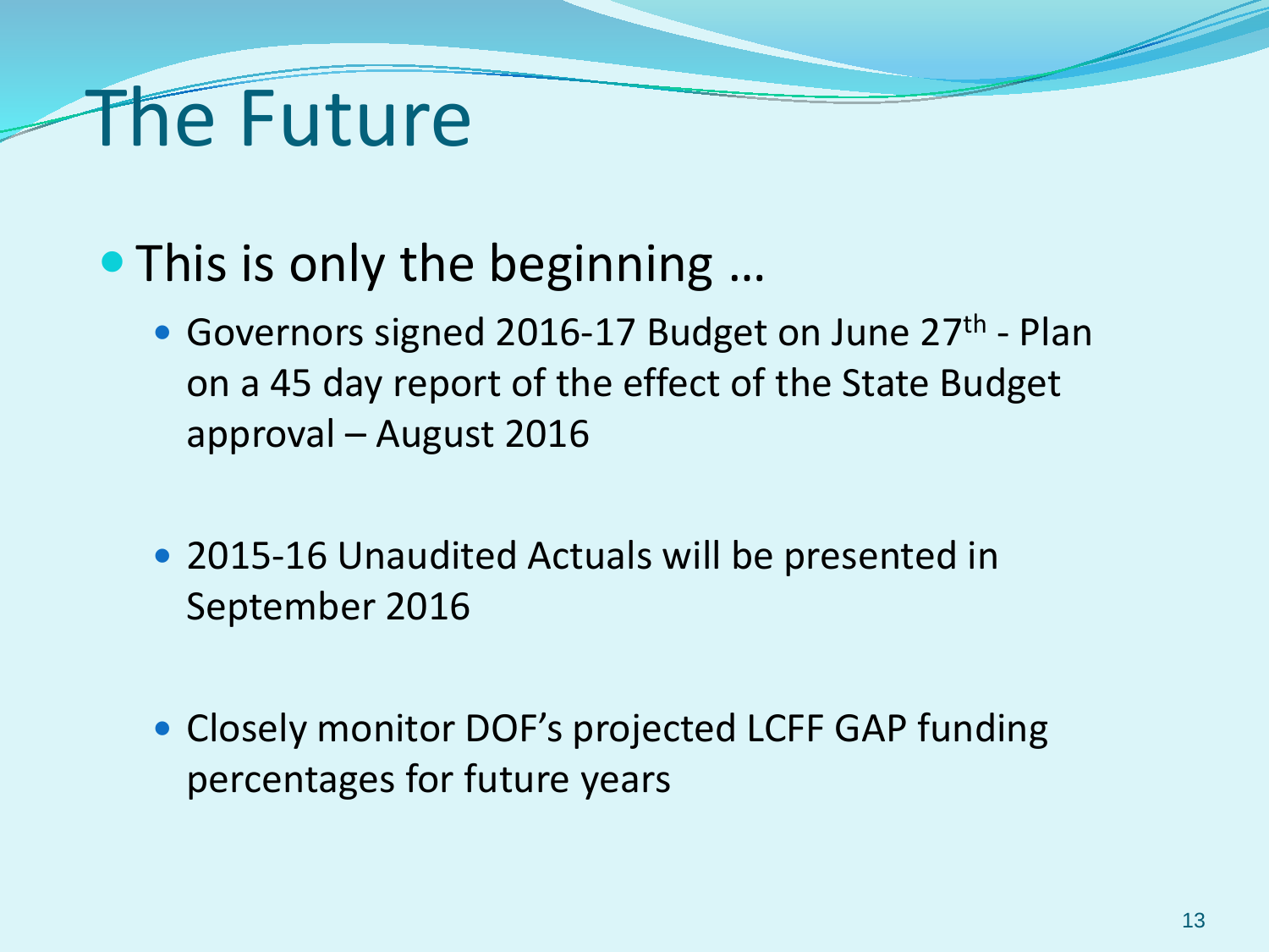# The Future

- This is only the beginning …
  - Governors signed 2016-17 Budget on June 27$^{th}$ - Plan on a 45 day report of the effect of the State Budget approval – August 2016
  - 2015-16 Unaudited Actuals will be presented in September 2016
  - Closely monitor DOF's projected LCFF GAP funding percentages for future years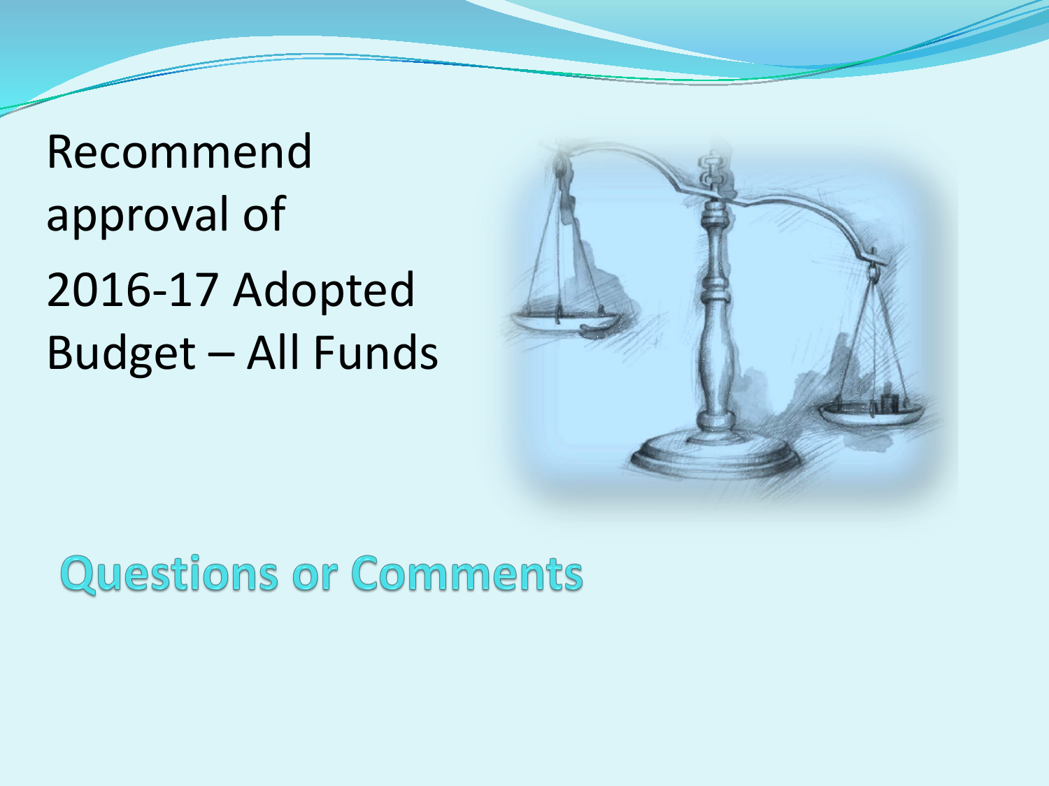Recommend approval of 2016-17 Adopted Budget – All Funds

## Questions or Comments